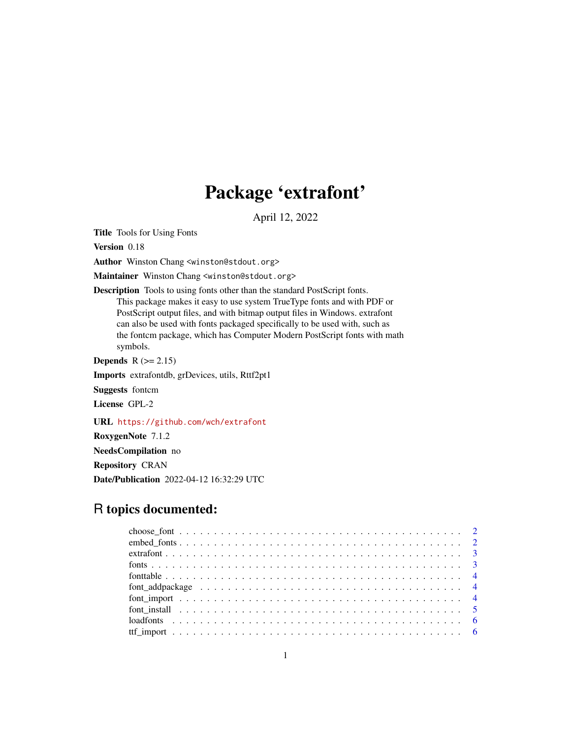# Package 'extrafont'

April 12, 2022

**Title** Tools for Using Fonts

**Version** 0.18

**Author** Winston Chang <winston@stdout.org>

**Maintainer** Winston Chang <winston@stdout.org>

**Description** Tools to using fonts other than the standard PostScript fonts.
This package makes it easy to use system TrueType fonts and with PDF or
PostScript output files, and with bitmap output files in Windows. extrafont
can also be used with fonts packaged specifically to be used with, such as
the fontcm package, which has Computer Modern PostScript fonts with math
symbols.

**Depends** R (>= 2.15)

**Imports** extrafontdb, grDevices, utils, Rttf2pt1

**Suggests** fontcm

**License** GPL-2

**URL** https://github.com/wch/extrafont

**RoxygenNote** 7.1.2

**NeedsCompilation** no

**Repository** CRAN

**Date/Publication** 2022-04-12 16:32:29 UTC

## R topics documented:

- choose_font . . . . . . . . . . . . . . . . . . . . . . . . . . . . . . . . . . . . . . . . 2
- embed_fonts . . . . . . . . . . . . . . . . . . . . . . . . . . . . . . . . . . . . . . . 2
- extrafont . . . . . . . . . . . . . . . . . . . . . . . . . . . . . . . . . . . . . . . . . 3
- fonts . . . . . . . . . . . . . . . . . . . . . . . . . . . . . . . . . . . . . . . . . . . 3
- fonttable . . . . . . . . . . . . . . . . . . . . . . . . . . . . . . . . . . . . . . . . . 4
- font_addpackage . . . . . . . . . . . . . . . . . . . . . . . . . . . . . . . . . . . . . 4
- font_import . . . . . . . . . . . . . . . . . . . . . . . . . . . . . . . . . . . . . . . 4
- font_install . . . . . . . . . . . . . . . . . . . . . . . . . . . . . . . . . . . . . . . 5
- loadfonts . . . . . . . . . . . . . . . . . . . . . . . . . . . . . . . . . . . . . . . . 6
- ttf_import . . . . . . . . . . . . . . . . . . . . . . . . . . . . . . . . . . . . . . . . 6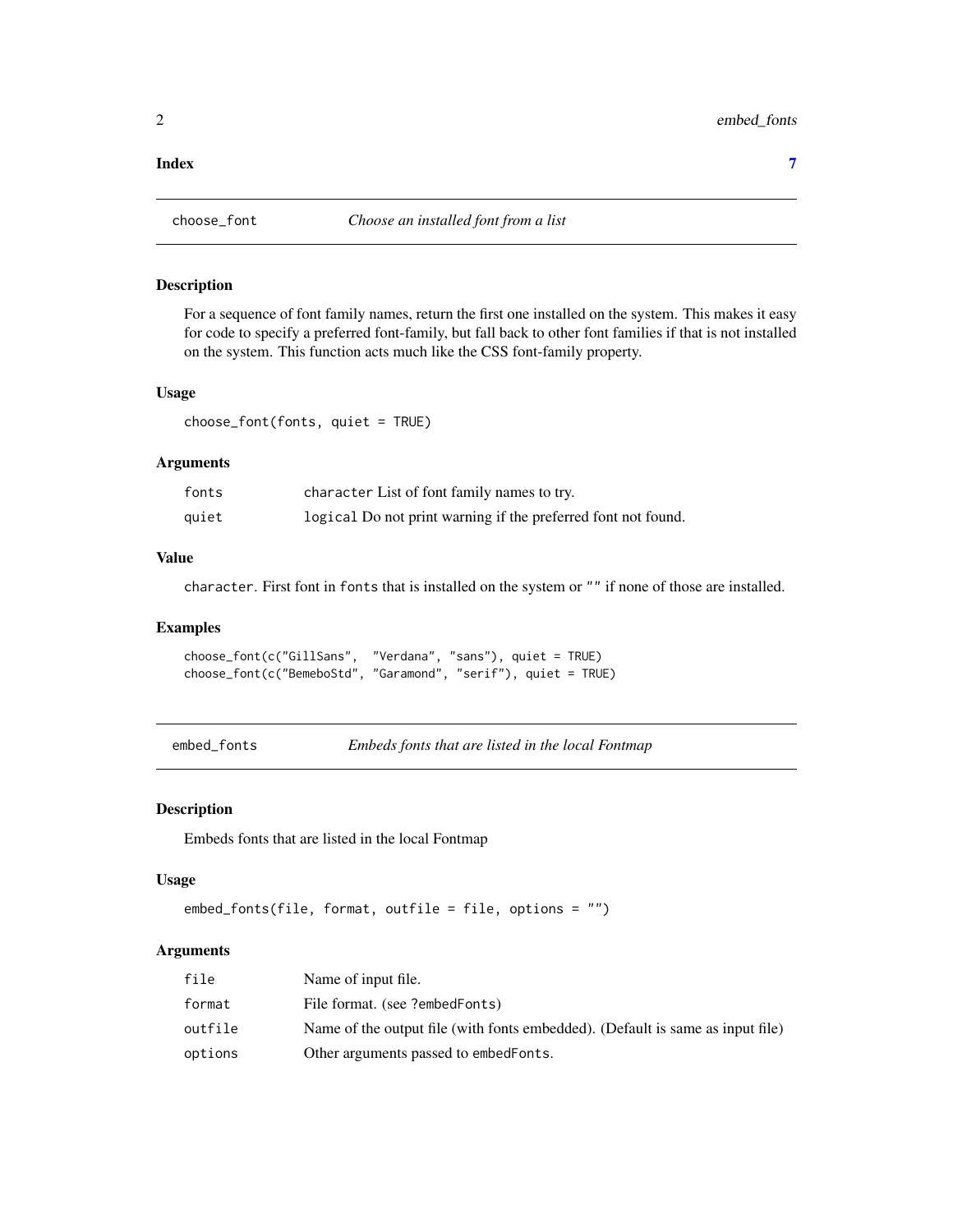**Index** 7

## choose_font — *Choose an installed font from a list*

### Description

For a sequence of font family names, return the first one installed on the system. This makes it easy for code to specify a preferred font-family, but fall back to other font families if that is not installed on the system. This function acts much like the CSS font-family property.

### Usage

```
choose_font(fonts, quiet = TRUE)
```

### Arguments

| | |
|---|---|
| fonts | `character` List of font family names to try. |
| quiet | `logical` Do not print warning if the preferred font not found. |

### Value

`character`. First font in `fonts` that is installed on the system or `""` if none of those are installed.

### Examples

```
choose_font(c("GillSans",  "Verdana", "sans"), quiet = TRUE)
choose_font(c("BemeboStd", "Garamond", "serif"), quiet = TRUE)
```

## embed_fonts — *Embeds fonts that are listed in the local Fontmap*

### Description

Embeds fonts that are listed in the local Fontmap

### Usage

```
embed_fonts(file, format, outfile = file, options = "")
```

### Arguments

| | |
|---|---|
| file | Name of input file. |
| format | File format. (see `?embedFonts`) |
| outfile | Name of the output file (with fonts embedded). (Default is same as input file) |
| options | Other arguments passed to `embedFonts`. |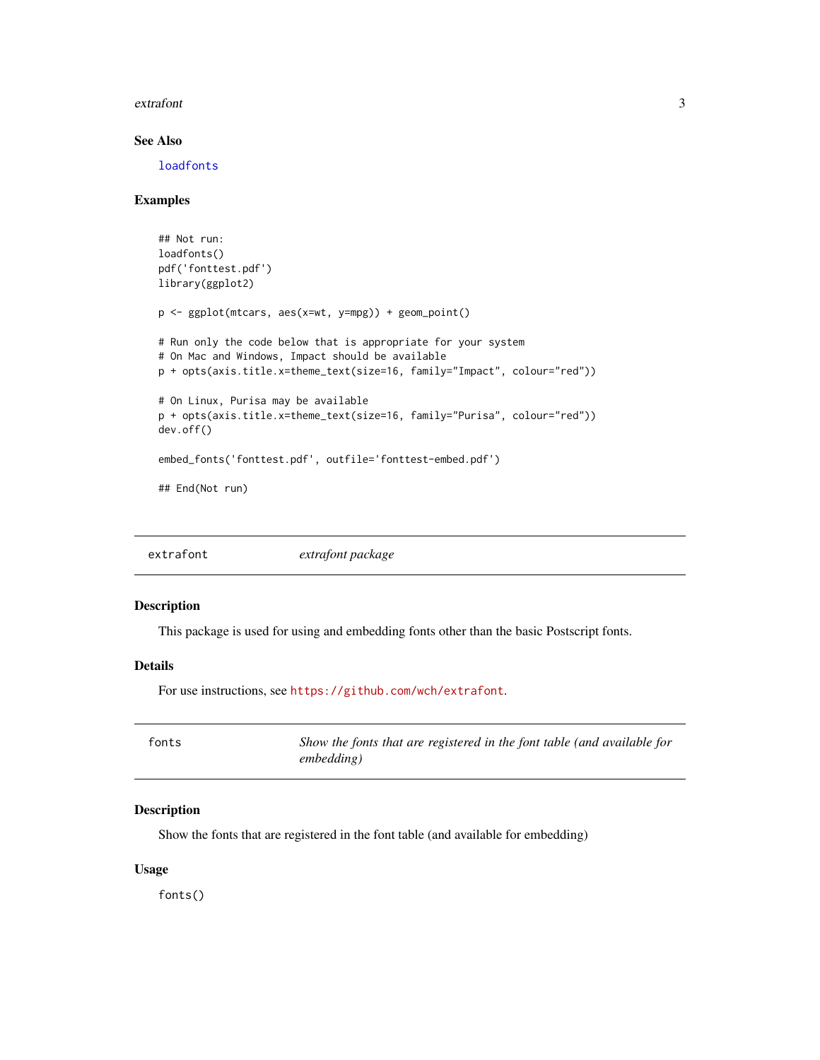### See Also

loadfonts

### Examples

```
## Not run:
loadfonts()
pdf('fonttest.pdf')
library(ggplot2)

p <- ggplot(mtcars, aes(x=wt, y=mpg)) + geom_point()

# Run only the code below that is appropriate for your system
# On Mac and Windows, Impact should be available
p + opts(axis.title.x=theme_text(size=16, family="Impact", colour="red"))

# On Linux, Purisa may be available
p + opts(axis.title.x=theme_text(size=16, family="Purisa", colour="red"))
dev.off()

embed_fonts('fonttest.pdf', outfile='fonttest-embed.pdf')

## End(Not run)
```

---

## extrafont — *extrafont package*

### Description

This package is used for using and embedding fonts other than the basic Postscript fonts.

### Details

For use instructions, see https://github.com/wch/extrafont.

---

## fonts — *Show the fonts that are registered in the font table (and available for embedding)*

### Description

Show the fonts that are registered in the font table (and available for embedding)

### Usage

```
fonts()
```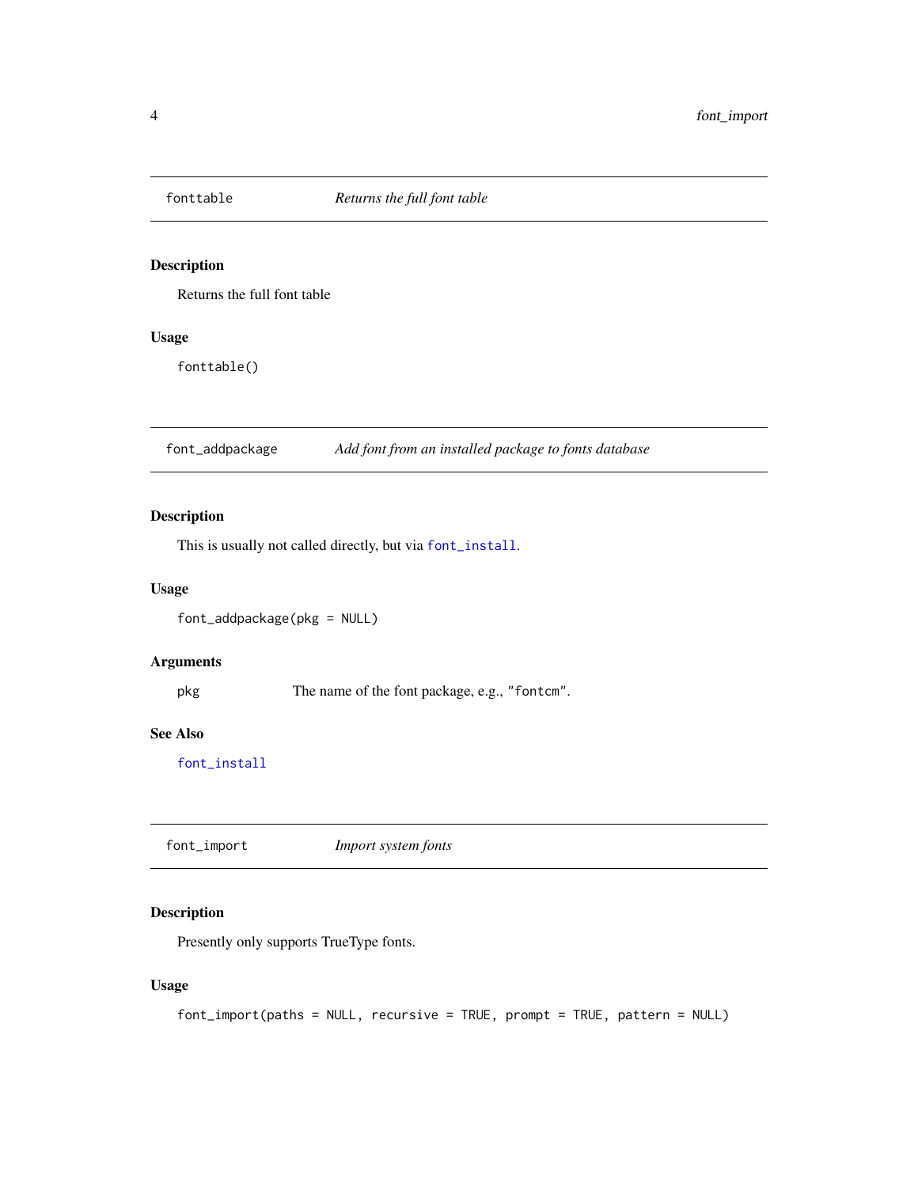## fonttable — *Returns the full font table*

### Description

Returns the full font table

### Usage

```
fonttable()
```

## font_addpackage — *Add font from an installed package to fonts database*

### Description

This is usually not called directly, but via `font_install`.

### Usage

```
font_addpackage(pkg = NULL)
```

### Arguments

| | |
|---|---|
| pkg | The name of the font package, e.g., `"fontcm"`. |

### See Also

`font_install`

## font_import — *Import system fonts*

### Description

Presently only supports TrueType fonts.

### Usage

```
font_import(paths = NULL, recursive = TRUE, prompt = TRUE, pattern = NULL)
```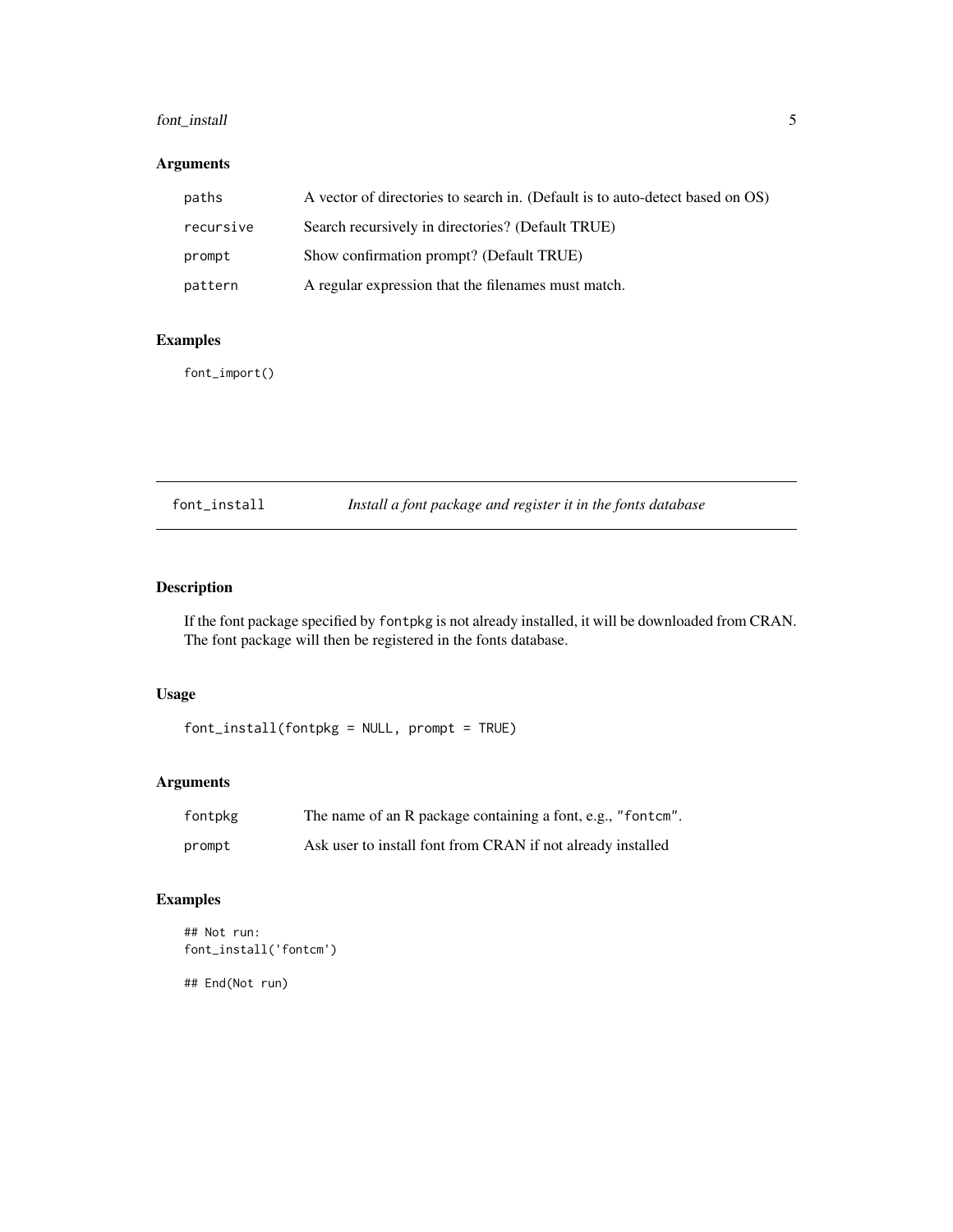## Arguments

| | |
|---|---|
| `paths` | A vector of directories to search in. (Default is to auto-detect based on OS) |
| `recursive` | Search recursively in directories? (Default TRUE) |
| `prompt` | Show confirmation prompt? (Default TRUE) |
| `pattern` | A regular expression that the filenames must match. |

## Examples

```
font_import()
```

---

# font_install — *Install a font package and register it in the fonts database*

## Description

If the font package specified by `fontpkg` is not already installed, it will be downloaded from CRAN. The font package will then be registered in the fonts database.

## Usage

```
font_install(fontpkg = NULL, prompt = TRUE)
```

## Arguments

| | |
|---|---|
| `fontpkg` | The name of an R package containing a font, e.g., `"fontcm"`. |
| `prompt` | Ask user to install font from CRAN if not already installed |

## Examples

```
## Not run:
font_install('fontcm')

## End(Not run)
```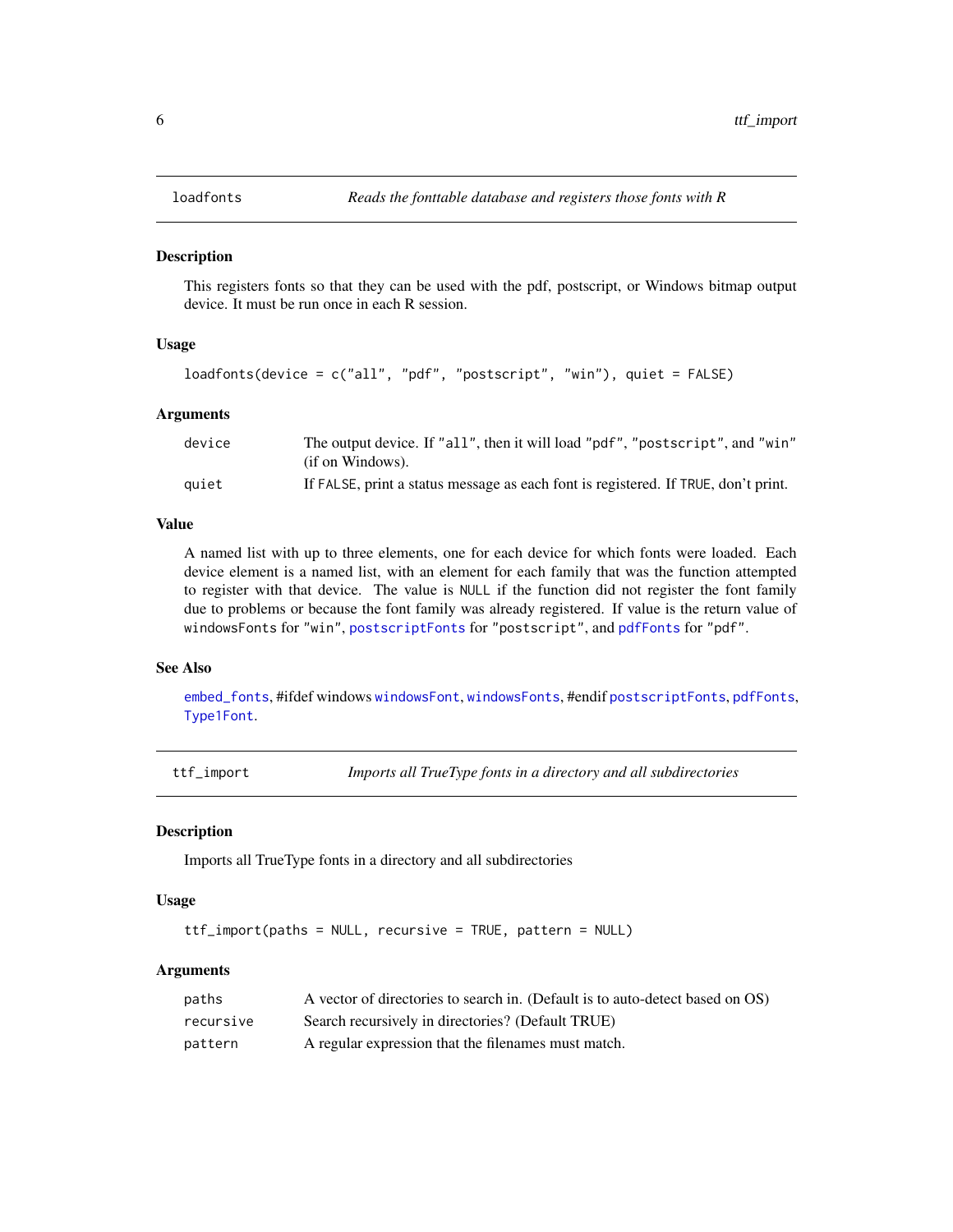## loadfonts — *Reads the fonttable database and registers those fonts with R*

### Description

This registers fonts so that they can be used with the pdf, postscript, or Windows bitmap output device. It must be run once in each R session.

### Usage

```
loadfonts(device = c("all", "pdf", "postscript", "win"), quiet = FALSE)
```

### Arguments

| | |
|---|---|
| device | The output device. If "all", then it will load "pdf", "postscript", and "win" (if on Windows). |
| quiet | If FALSE, print a status message as each font is registered. If TRUE, don't print. |

### Value

A named list with up to three elements, one for each device for which fonts were loaded. Each device element is a named list, with an element for each family that was the function attempted to register with that device. The value is NULL if the function did not register the font family due to problems or because the font family was already registered. If value is the return value of windowsFonts for "win", postscriptFonts for "postscript", and pdfFonts for "pdf".

### See Also

embed_fonts, #ifdef windows windowsFont, windowsFonts, #endif postscriptFonts, pdfFonts, Type1Font.

## ttf_import — *Imports all TrueType fonts in a directory and all subdirectories*

### Description

Imports all TrueType fonts in a directory and all subdirectories

### Usage

```
ttf_import(paths = NULL, recursive = TRUE, pattern = NULL)
```

### Arguments

| | |
|---|---|
| paths | A vector of directories to search in. (Default is to auto-detect based on OS) |
| recursive | Search recursively in directories? (Default TRUE) |
| pattern | A regular expression that the filenames must match. |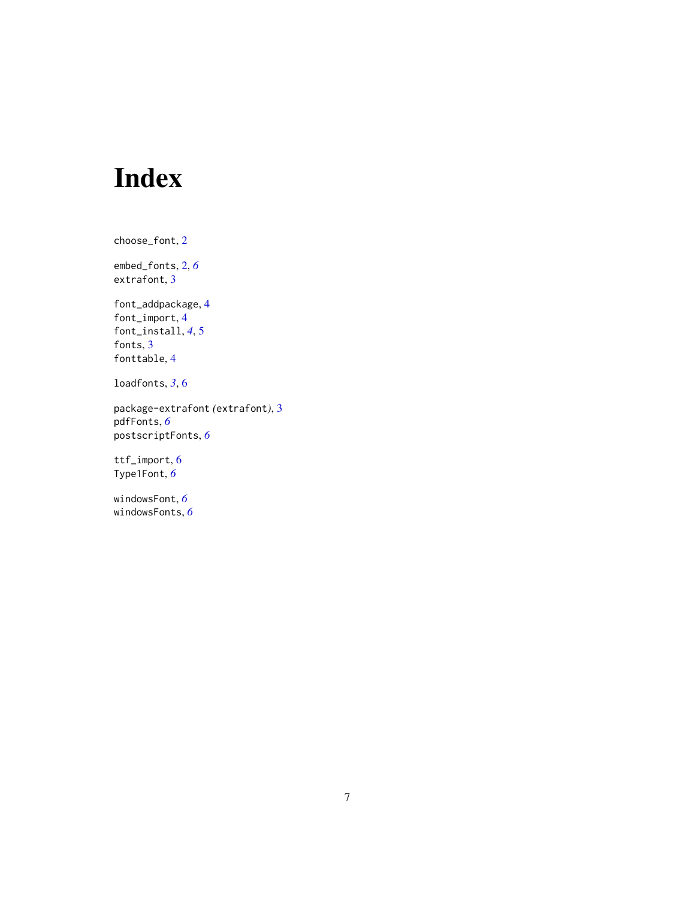# Index

choose_font, 2

embed_fonts, 2, *6*
extrafont, 3

font_addpackage, 4
font_import, 4
font_install, *4*, 5
fonts, 3
fonttable, 4

loadfonts, *3*, 6

package-extrafont *(*extrafont*)*, 3
pdfFonts, *6*
postscriptFonts, *6*

ttf_import, 6
Type1Font, *6*

windowsFont, *6*
windowsFonts, *6*